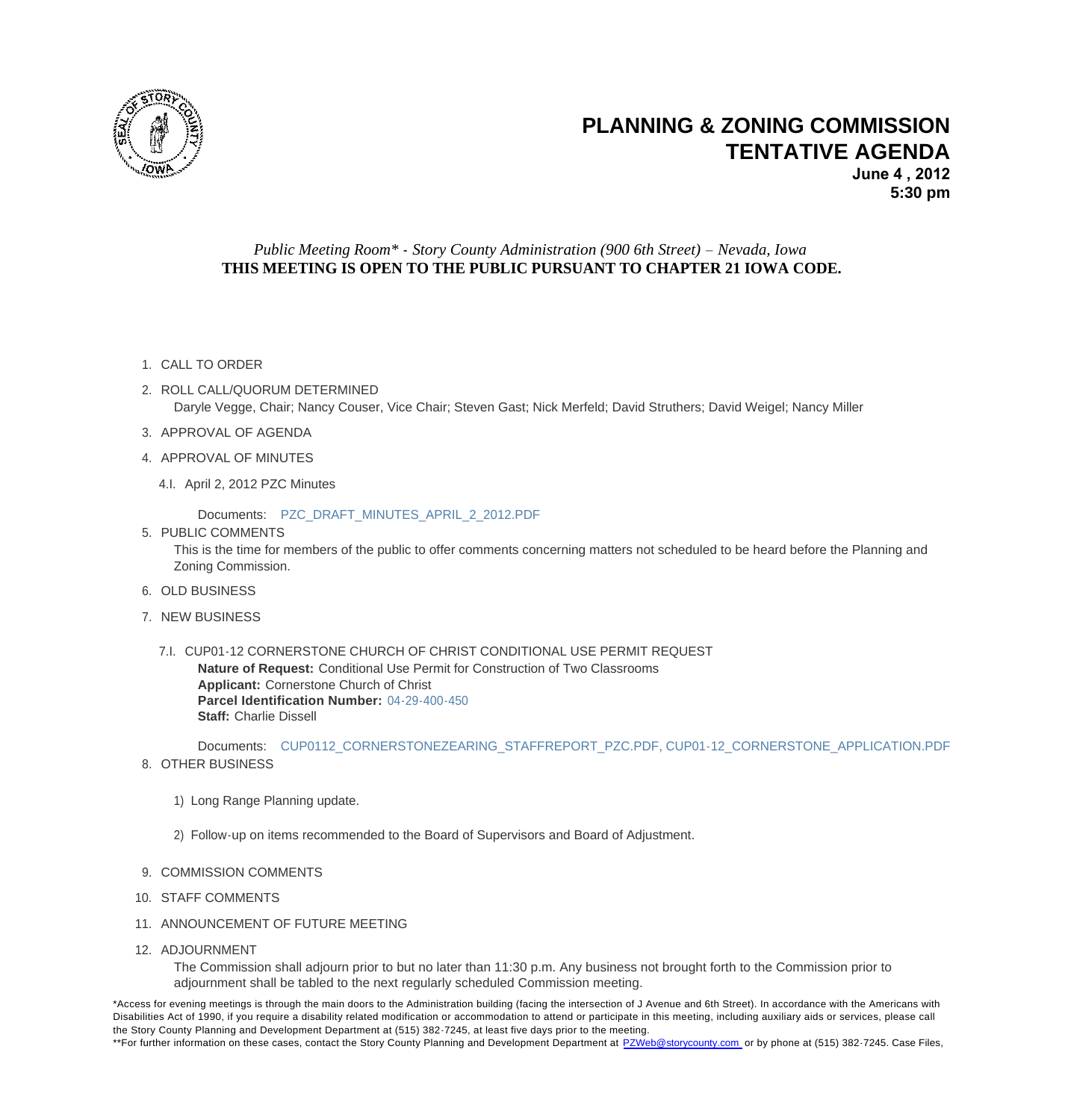# PLANNING & ZONING COMMISSION
# TENTATIVE AGENDA

**June 4 , 2012**
**5:30 pm**

*Public Meeting Room\* - Story County Administration (900 6th Street) – Nevada, Iowa*
**THIS MEETING IS OPEN TO THE PUBLIC PURSUANT TO CHAPTER 21 IOWA CODE.**

1. CALL TO ORDER
2. ROLL CALL/QUORUM DETERMINED
   Daryle Vegge, Chair; Nancy Couser, Vice Chair; Steven Gast; Nick Merfeld; David Struthers; David Weigel; Nancy Miller
3. APPROVAL OF AGENDA
4. APPROVAL OF MINUTES

   4.I. April 2, 2012 PZC Minutes

   Documents: PZC_DRAFT_MINUTES_APRIL_2_2012.PDF

5. PUBLIC COMMENTS
   This is the time for members of the public to offer comments concerning matters not scheduled to be heard before the Planning and Zoning Commission.
6. OLD BUSINESS
7. NEW BUSINESS

   7.I. CUP01-12 CORNERSTONE CHURCH OF CHRIST CONDITIONAL USE PERMIT REQUEST
   **Nature of Request:** Conditional Use Permit for Construction of Two Classrooms
   **Applicant:** Cornerstone Church of Christ
   **Parcel Identification Number:** 04-29-400-450
   **Staff:** Charlie Dissell

   Documents: CUP0112_CORNERSTONEZEARING_STAFFREPORT_PZC.PDF, CUP01-12_CORNERSTONE_APPLICATION.PDF

8. OTHER BUSINESS

   1) Long Range Planning update.

   2) Follow-up on items recommended to the Board of Supervisors and Board of Adjustment.

9. COMMISSION COMMENTS
10. STAFF COMMENTS
11. ANNOUNCEMENT OF FUTURE MEETING
12. ADJOURNMENT
    The Commission shall adjourn prior to but no later than 11:30 p.m. Any business not brought forth to the Commission prior to adjournment shall be tabled to the next regularly scheduled Commission meeting.

\*Access for evening meetings is through the main doors to the Administration building (facing the intersection of J Avenue and 6th Street). In accordance with the Americans with Disabilities Act of 1990, if you require a disability related modification or accommodation to attend or participate in this meeting, including auxiliary aids or services, please call the Story County Planning and Development Department at (515) 382-7245, at least five days prior to the meeting.
\*\*For further information on these cases, contact the Story County Planning and Development Department at PZWeb@storycounty.com or by phone at (515) 382-7245. Case Files,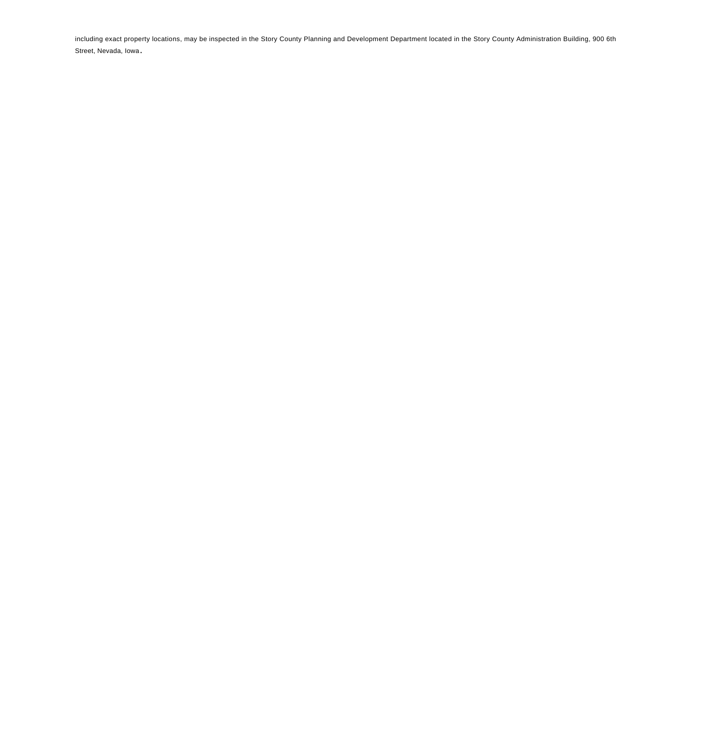including exact property locations, may be inspected in the Story County Planning and Development Department located in the Story County Administration Building, 900 6th Street, Nevada, Iowa.